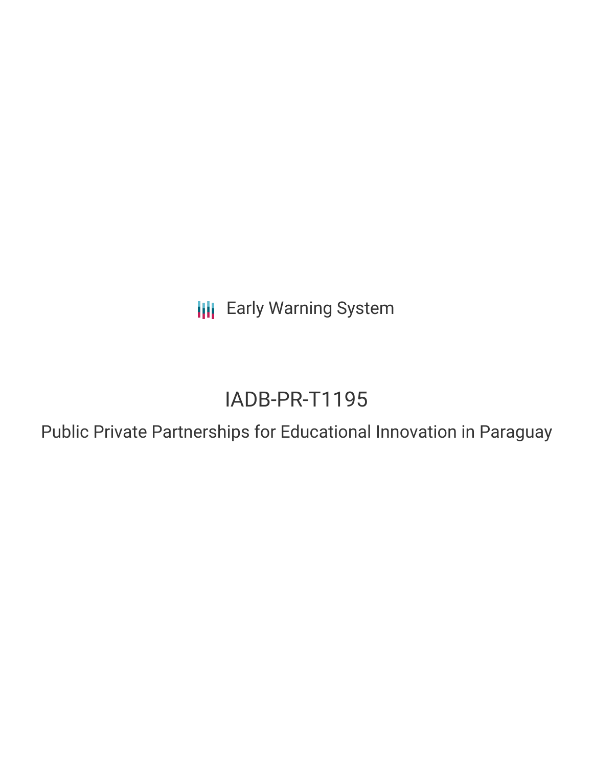Early Warning System

# IADB-PR-T1195

## Public Private Partnerships for Educational Innovation in Paraguay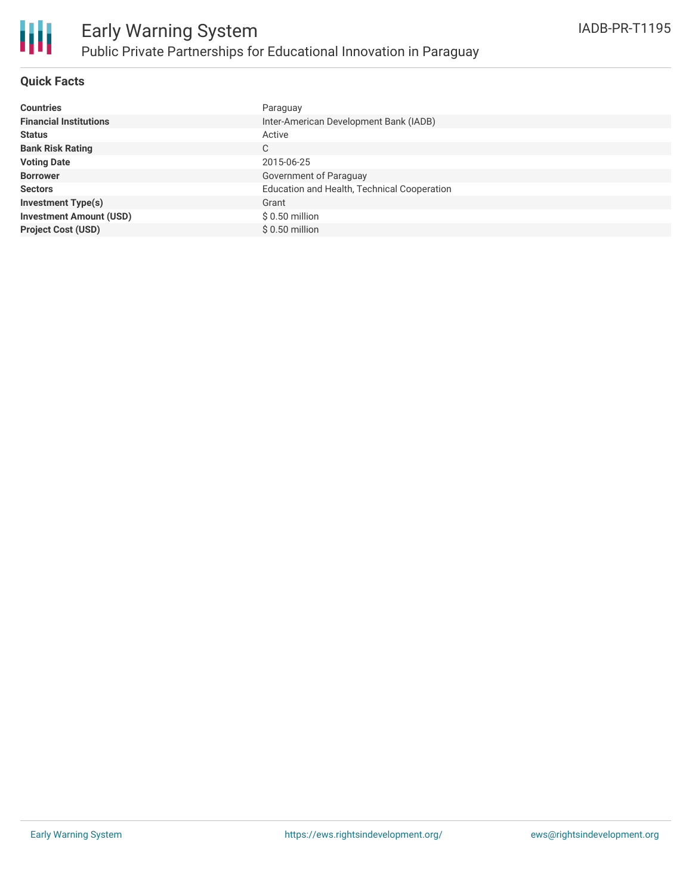# Early Warning System

## Public Private Partnerships for Educational Innovation in Paraguay

IADB-PR-T1195

### Quick Facts

| | |
|---|---|
| **Countries** | Paraguay |
| **Financial Institutions** | Inter-American Development Bank (IADB) |
| **Status** | Active |
| **Bank Risk Rating** | C |
| **Voting Date** | 2015-06-25 |
| **Borrower** | Government of Paraguay |
| **Sectors** | Education and Health, Technical Cooperation |
| **Investment Type(s)** | Grant |
| **Investment Amount (USD)** | $ 0.50 million |
| **Project Cost (USD)** | $ 0.50 million |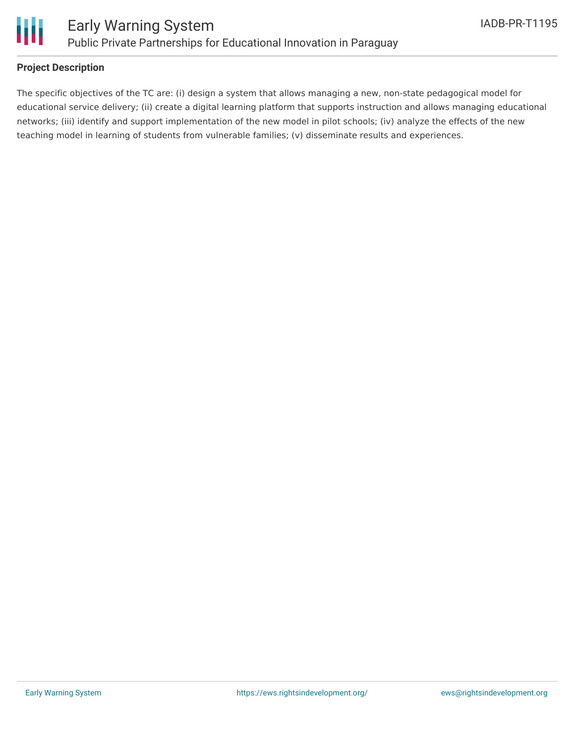## Project Description

The specific objectives of the TC are: (i) design a system that allows managing a new, non-state pedagogical model for educational service delivery; (ii) create a digital learning platform that supports instruction and allows managing educational networks; (iii) identify and support implementation of the new model in pilot schools; (iv) analyze the effects of the new teaching model in learning of students from vulnerable families; (v) disseminate results and experiences.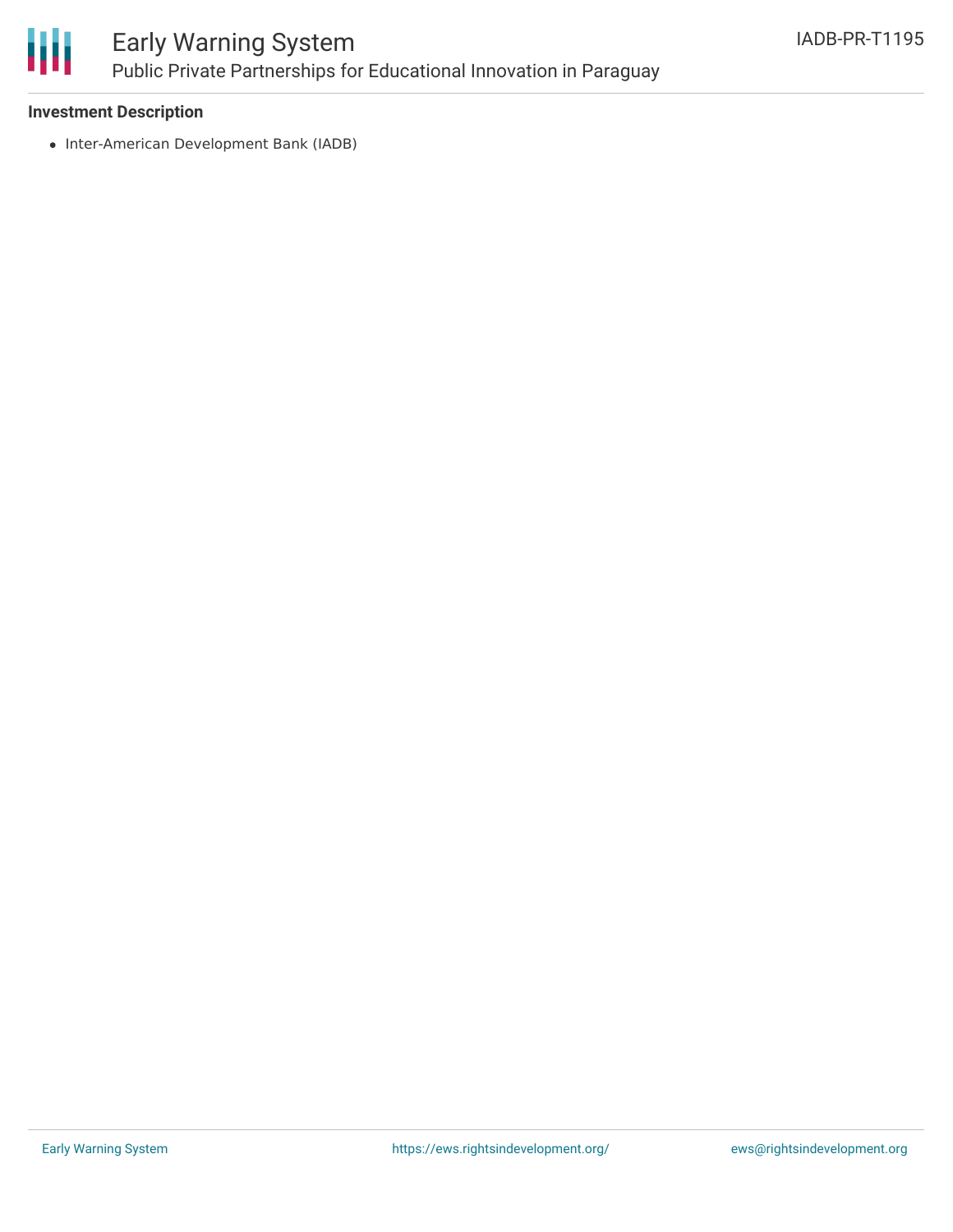### Investment Description

- Inter-American Development Bank (IADB)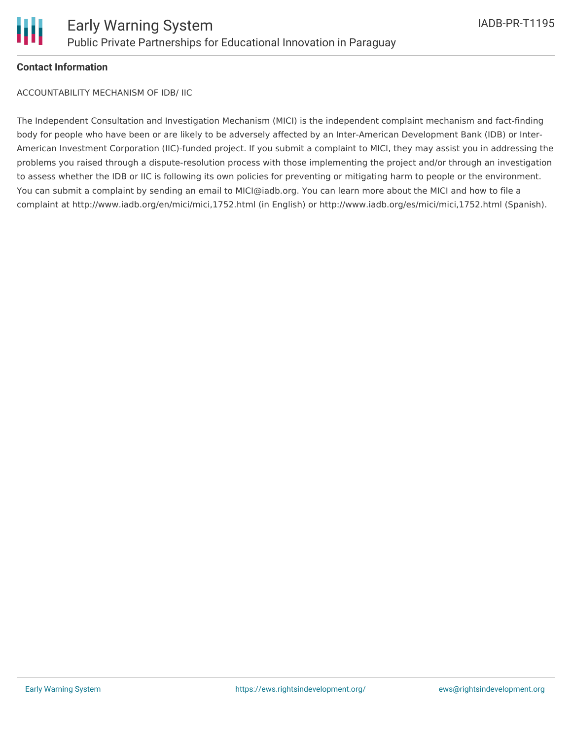**Contact Information**

ACCOUNTABILITY MECHANISM OF IDB/ IIC

The Independent Consultation and Investigation Mechanism (MICI) is the independent complaint mechanism and fact-finding body for people who have been or are likely to be adversely affected by an Inter-American Development Bank (IDB) or Inter-American Investment Corporation (IIC)-funded project. If you submit a complaint to MICI, they may assist you in addressing the problems you raised through a dispute-resolution process with those implementing the project and/or through an investigation to assess whether the IDB or IIC is following its own policies for preventing or mitigating harm to people or the environment. You can submit a complaint by sending an email to MICI@iadb.org. You can learn more about the MICI and how to file a complaint at http://www.iadb.org/en/mici/mici,1752.html (in English) or http://www.iadb.org/es/mici/mici,1752.html (Spanish).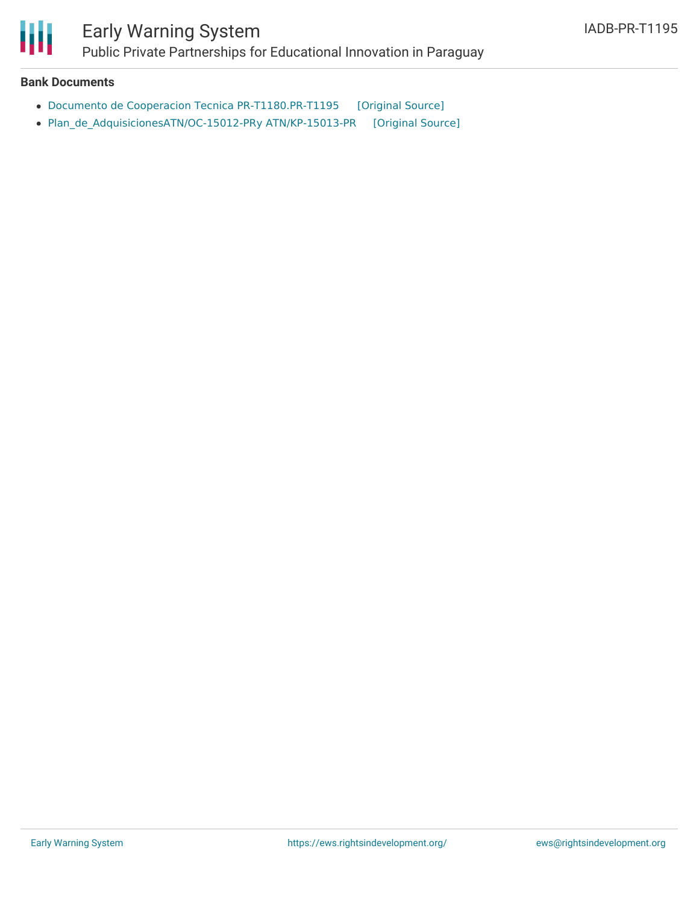**Bank Documents**

- Documento de Cooperacion Tecnica PR-T1180.PR-T1195 [Original Source]
- Plan_de_AdquisicionesATN/OC-15012-PRy ATN/KP-15013-PR [Original Source]